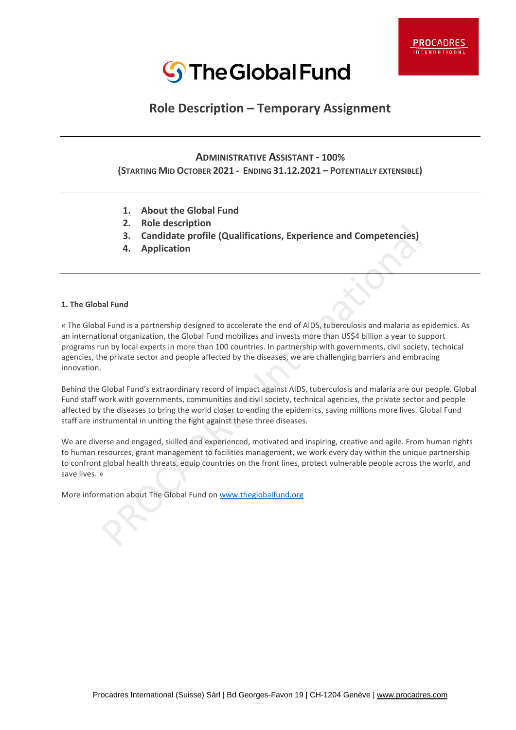# Role Description – Temporary Assignment

## ADMINISTRATIVE ASSISTANT - 100%

**(STARTING MID OCTOBER 2021 - ENDING 31.12.2021 – POTENTIALLY EXTENSIBLE)**

1. **About the Global Fund**
2. **Role description**
3. **Candidate profile (Qualifications, Experience and Competencies)**
4. **Application**

### 1. The Global Fund

« The Global Fund is a partnership designed to accelerate the end of AIDS, tuberculosis and malaria as epidemics. As an international organization, the Global Fund mobilizes and invests more than US$4 billion a year to support programs run by local experts in more than 100 countries. In partnership with governments, civil society, technical agencies, the private sector and people affected by the diseases, we are challenging barriers and embracing innovation.

Behind the Global Fund's extraordinary record of impact against AIDS, tuberculosis and malaria are our people. Global Fund staff work with governments, communities and civil society, technical agencies, the private sector and people affected by the diseases to bring the world closer to ending the epidemics, saving millions more lives. Global Fund staff are instrumental in uniting the fight against these three diseases.

We are diverse and engaged, skilled and experienced, motivated and inspiring, creative and agile. From human rights to human resources, grant management to facilities management, we work every day within the unique partnership to confront global health threats, equip countries on the front lines, protect vulnerable people across the world, and save lives. »

More information about The Global Fund on [www.theglobalfund.org](http://www.theglobalfund.org)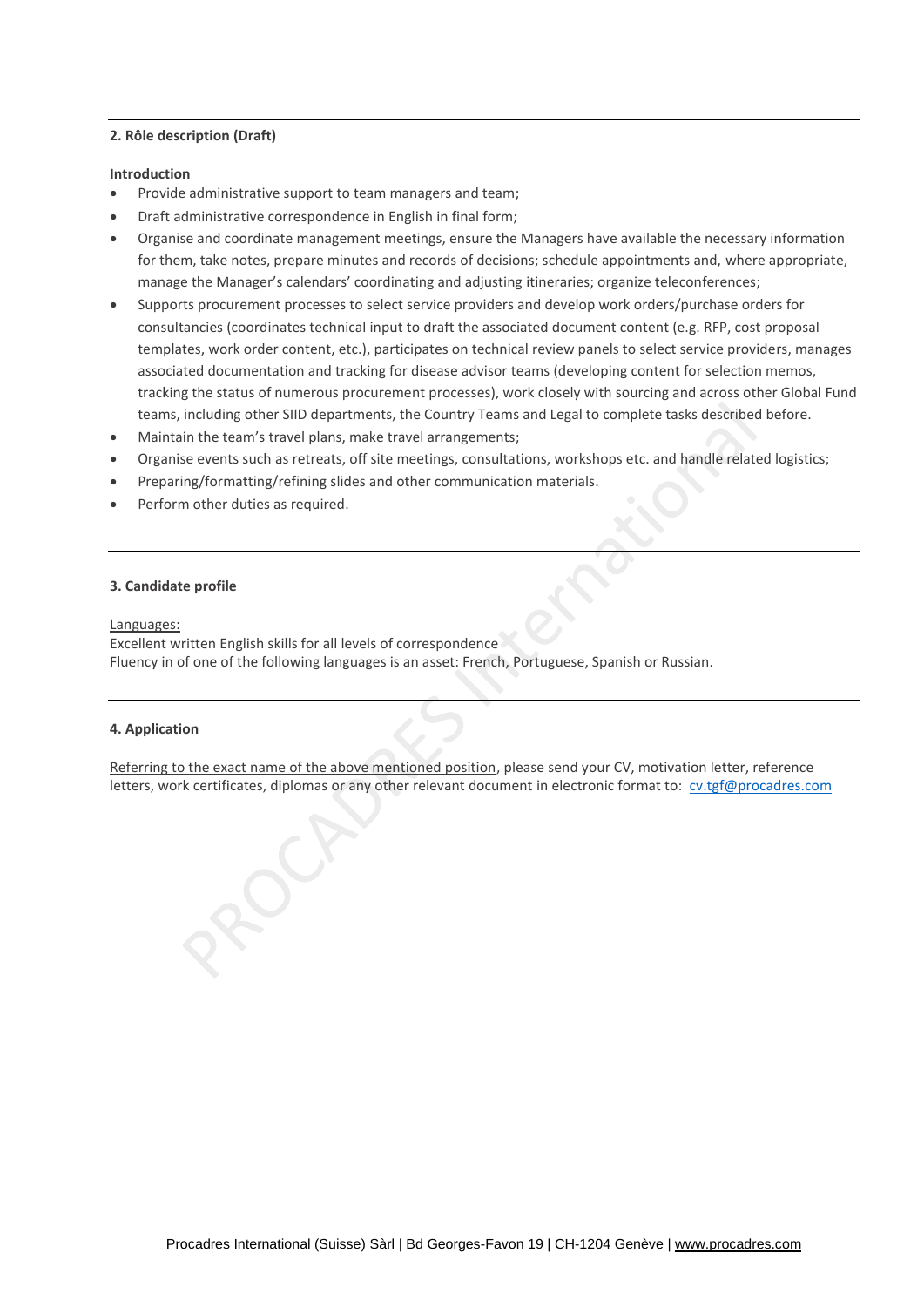## 2. Rôle description (Draft)

**Introduction**

- Provide administrative support to team managers and team;
- Draft administrative correspondence in English in final form;
- Organise and coordinate management meetings, ensure the Managers have available the necessary information for them, take notes, prepare minutes and records of decisions; schedule appointments and, where appropriate, manage the Manager's calendars' coordinating and adjusting itineraries; organize teleconferences;
- Supports procurement processes to select service providers and develop work orders/purchase orders for consultancies (coordinates technical input to draft the associated document content (e.g. RFP, cost proposal templates, work order content, etc.), participates on technical review panels to select service providers, manages associated documentation and tracking for disease advisor teams (developing content for selection memos, tracking the status of numerous procurement processes), work closely with sourcing and across other Global Fund teams, including other SIID departments, the Country Teams and Legal to complete tasks described before.
- Maintain the team's travel plans, make travel arrangements;
- Organise events such as retreats, off site meetings, consultations, workshops etc. and handle related logistics;
- Preparing/formatting/refining slides and other communication materials.
- Perform other duties as required.

## 3. Candidate profile

Languages:

Excellent written English skills for all levels of correspondence

Fluency in of one of the following languages is an asset: French, Portuguese, Spanish or Russian.

## 4. Application

Referring to the exact name of the above mentioned position, please send your CV, motivation letter, reference letters, work certificates, diplomas or any other relevant document in electronic format to: cv.tgf@procadres.com